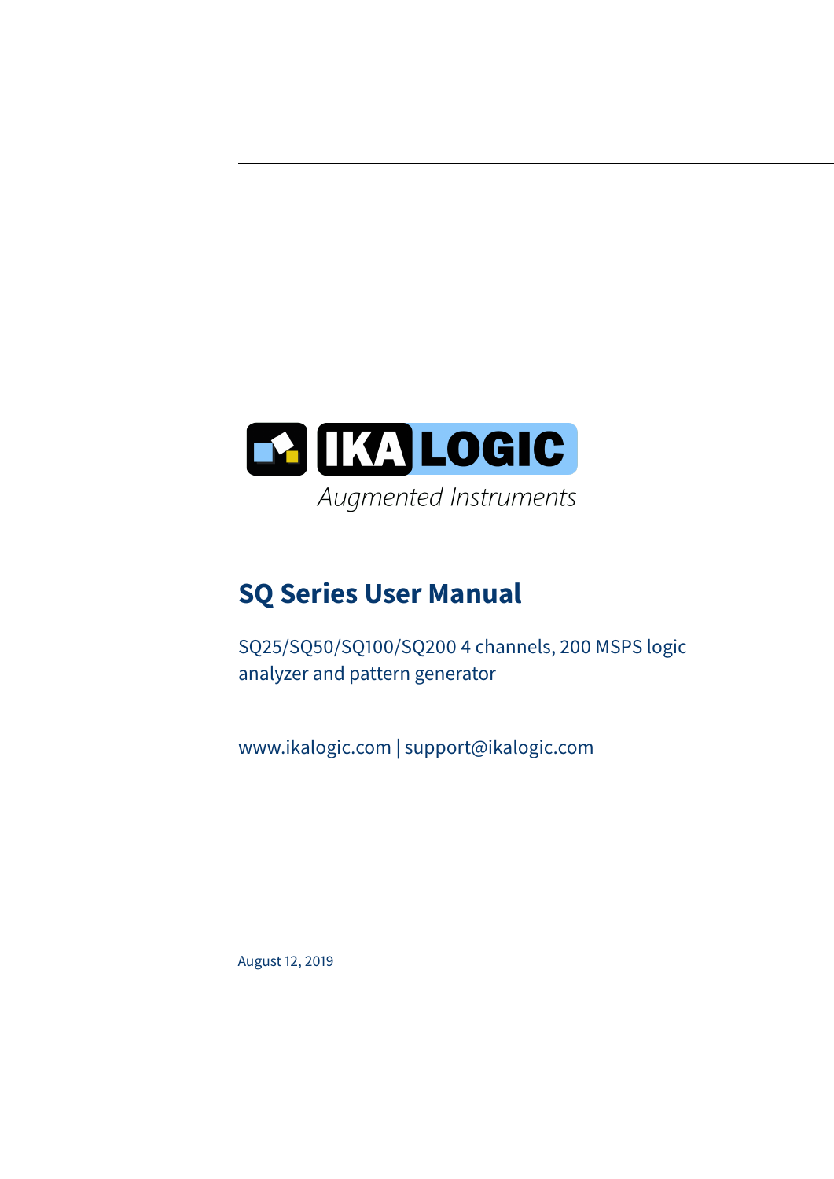IKALOGIC

*Augmented Instruments*

# SQ Series User Manual

SQ25/SQ50/SQ100/SQ200 4 channels, 200 MSPS logic analyzer and pattern generator

www.ikalogic.com | support@ikalogic.com

August 12, 2019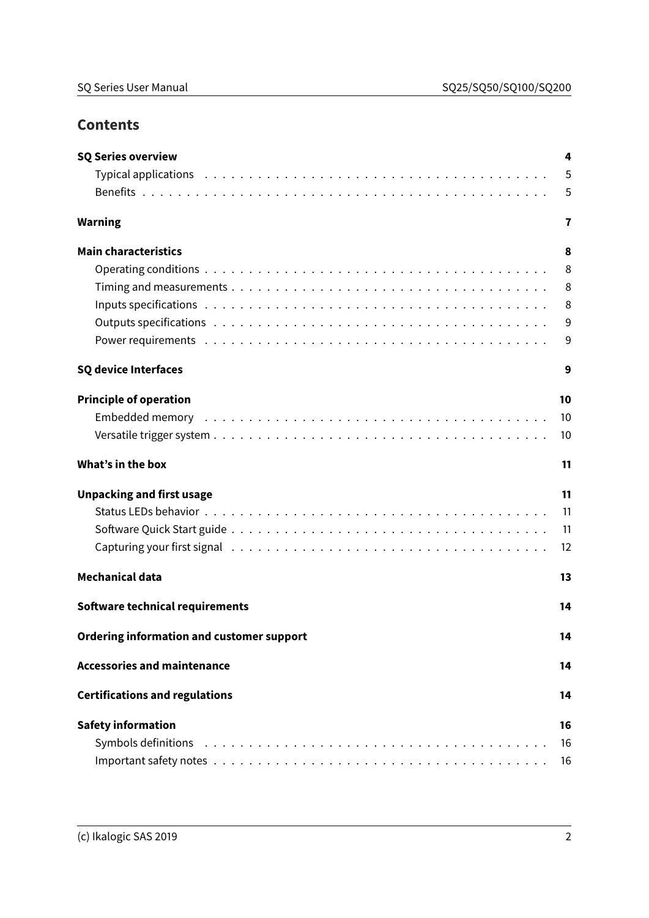## Contents

- **SQ Series overview** — 4
  - Typical applications — 5
  - Benefits — 5
- **Warning** — 7
- **Main characteristics** — 8
  - Operating conditions — 8
  - Timing and measurements — 8
  - Inputs specifications — 8
  - Outputs specifications — 9
  - Power requirements — 9
- **SQ device Interfaces** — 9
- **Principle of operation** — 10
  - Embedded memory — 10
  - Versatile trigger system — 10
- **What's in the box** — 11
- **Unpacking and first usage** — 11
  - Status LEDs behavior — 11
  - Software Quick Start guide — 11
  - Capturing your first signal — 12
- **Mechanical data** — 13
- **Software technical requirements** — 14
- **Ordering information and customer support** — 14
- **Accessories and maintenance** — 14
- **Certifications and regulations** — 14
- **Safety information** — 16
  - Symbols definitions — 16
  - Important safety notes — 16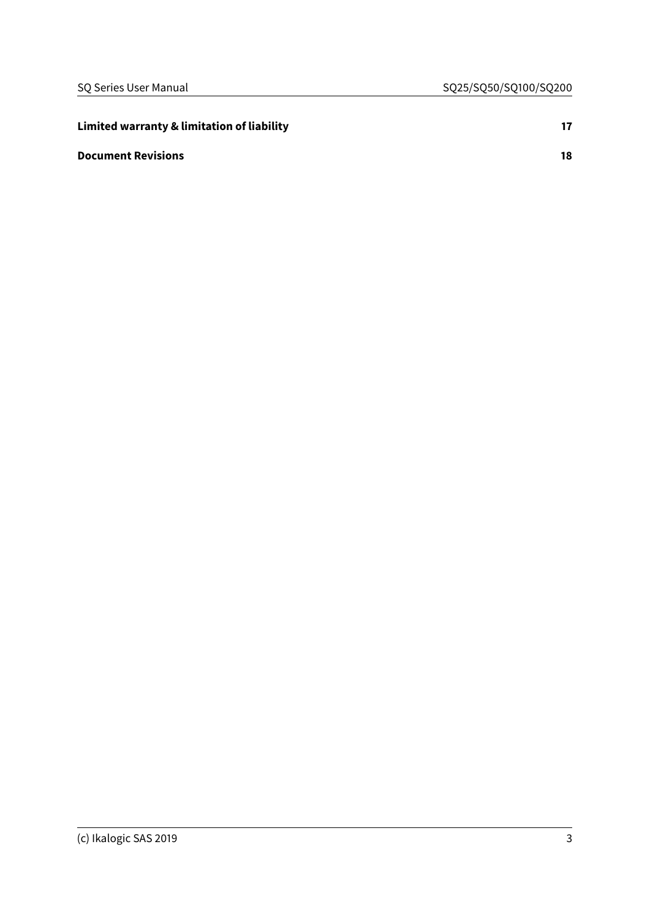**Limited warranty & limitation of liability** 17

**Document Revisions** 18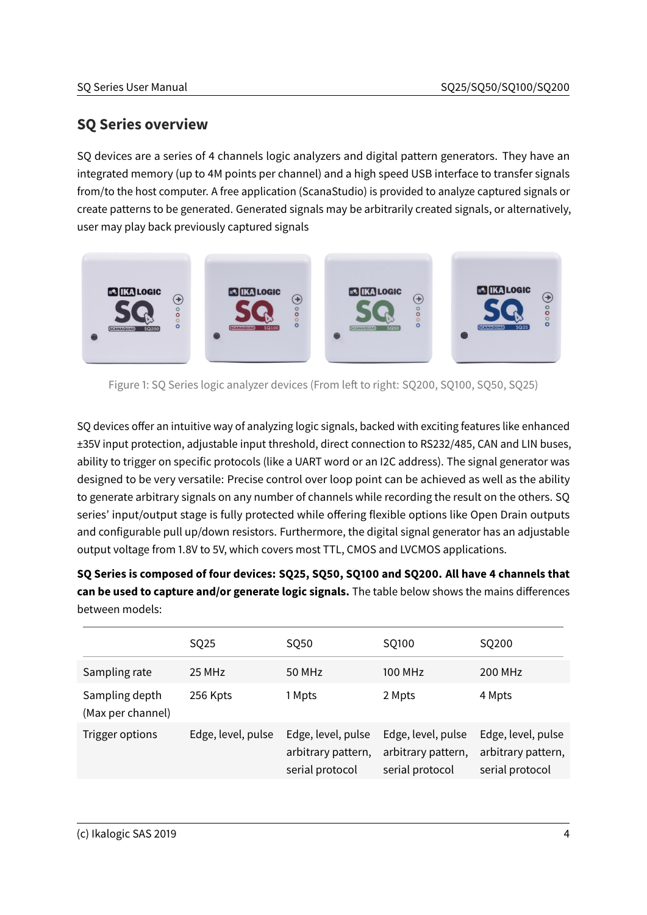## SQ Series overview

SQ devices are a series of 4 channels logic analyzers and digital pattern generators. They have an integrated memory (up to 4M points per channel) and a high speed USB interface to transfer signals from/to the host computer. A free application (ScanaStudio) is provided to analyze captured signals or create patterns to be generated. Generated signals may be arbitrarily created signals, or alternatively, user may play back previously captured signals

Figure 1: SQ Series logic analyzer devices (From left to right: SQ200, SQ100, SQ50, SQ25)

SQ devices offer an intuitive way of analyzing logic signals, backed with exciting features like enhanced ±35V input protection, adjustable input threshold, direct connection to RS232/485, CAN and LIN buses, ability to trigger on specific protocols (like a UART word or an I2C address). The signal generator was designed to be very versatile: Precise control over loop point can be achieved as well as the ability to generate arbitrary signals on any number of channels while recording the result on the others. SQ series' input/output stage is fully protected while offering flexible options like Open Drain outputs and configurable pull up/down resistors. Furthermore, the digital signal generator has an adjustable output voltage from 1.8V to 5V, which covers most TTL, CMOS and LVCMOS applications.

**SQ Series is composed of four devices: SQ25, SQ50, SQ100 and SQ200. All have 4 channels that can be used to capture and/or generate logic signals.** The table below shows the mains differences between models:

| | SQ25 | SQ50 | SQ100 | SQ200 |
|---|---|---|---|---|
| Sampling rate | 25 MHz | 50 MHz | 100 MHz | 200 MHz |
| Sampling depth (Max per channel) | 256 Kpts | 1 Mpts | 2 Mpts | 4 Mpts |
| Trigger options | Edge, level, pulse | Edge, level, pulse arbitrary pattern, serial protocol | Edge, level, pulse arbitrary pattern, serial protocol | Edge, level, pulse arbitrary pattern, serial protocol |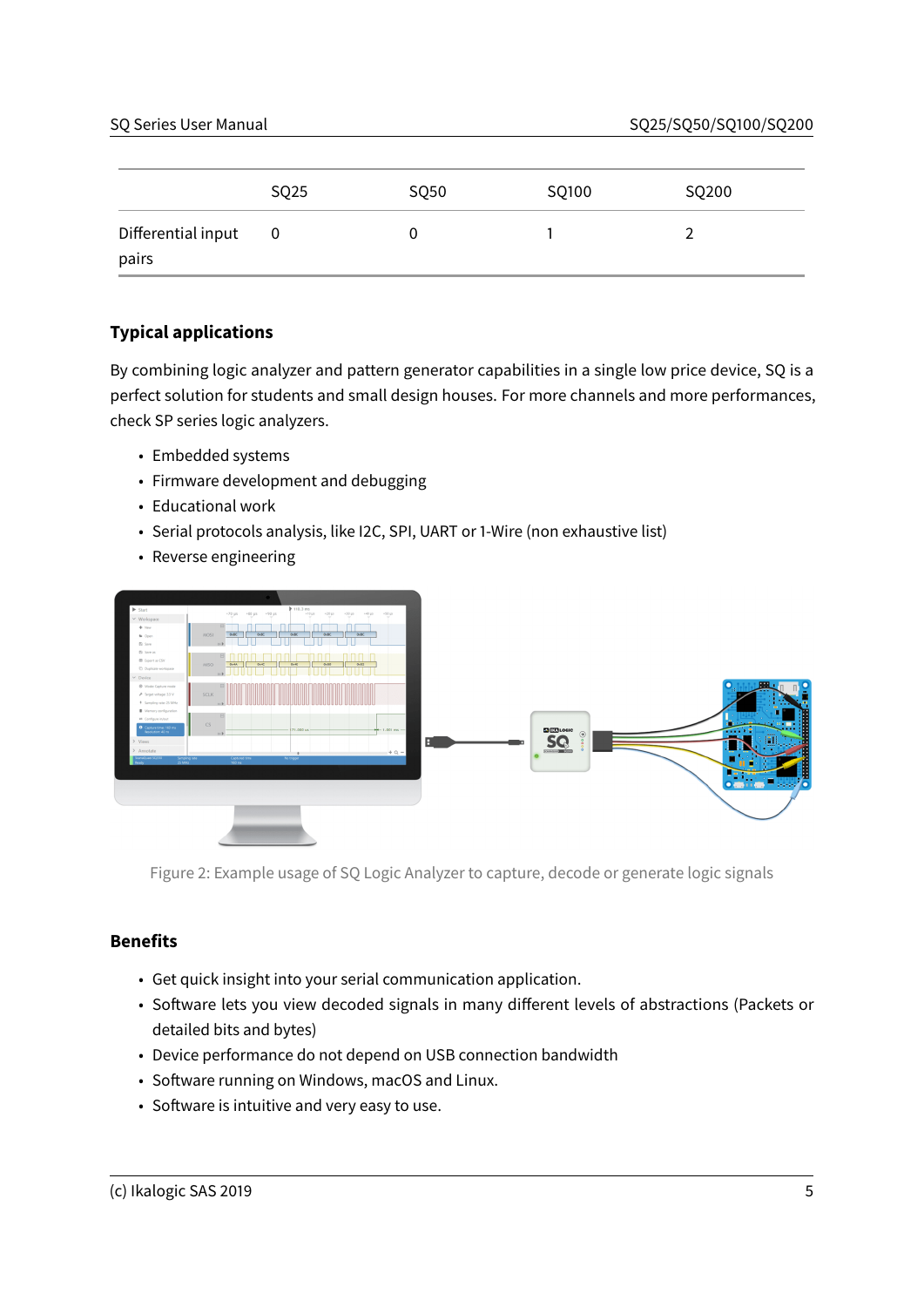| | SQ25 | SQ50 | SQ100 | SQ200 |
|---|---|---|---|---|
| Differential input pairs | 0 | 0 | 1 | 2 |

## Typical applications

By combining logic analyzer and pattern generator capabilities in a single low price device, SQ is a perfect solution for students and small design houses. For more channels and more performances, check SP series logic analyzers.

- Embedded systems
- Firmware development and debugging
- Educational work
- Serial protocols analysis, like I2C, SPI, UART or 1-Wire (non exhaustive list)
- Reverse engineering

Figure 2: Example usage of SQ Logic Analyzer to capture, decode or generate logic signals

## Benefits

- Get quick insight into your serial communication application.
- Software lets you view decoded signals in many different levels of abstractions (Packets or detailed bits and bytes)
- Device performance do not depend on USB connection bandwidth
- Software running on Windows, macOS and Linux.
- Software is intuitive and very easy to use.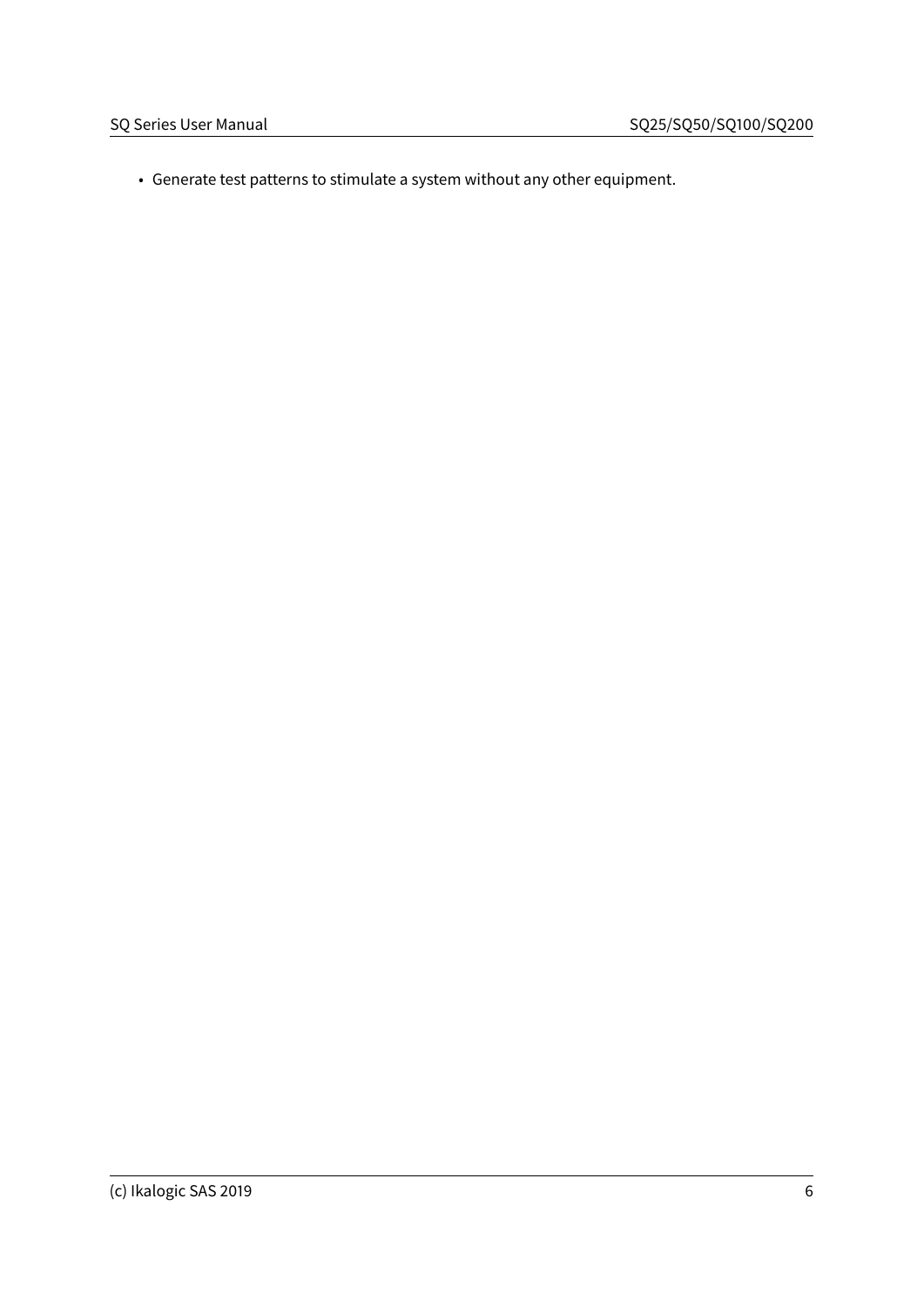- Generate test patterns to stimulate a system without any other equipment.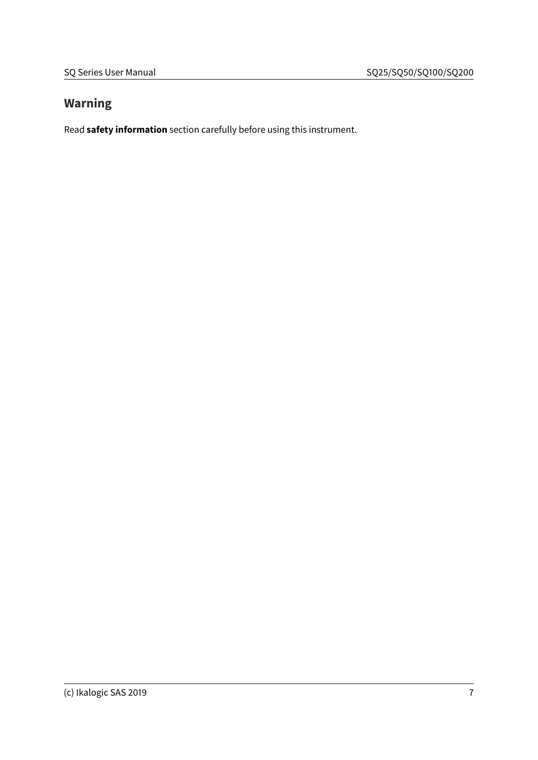## Warning

Read **safety information** section carefully before using this instrument.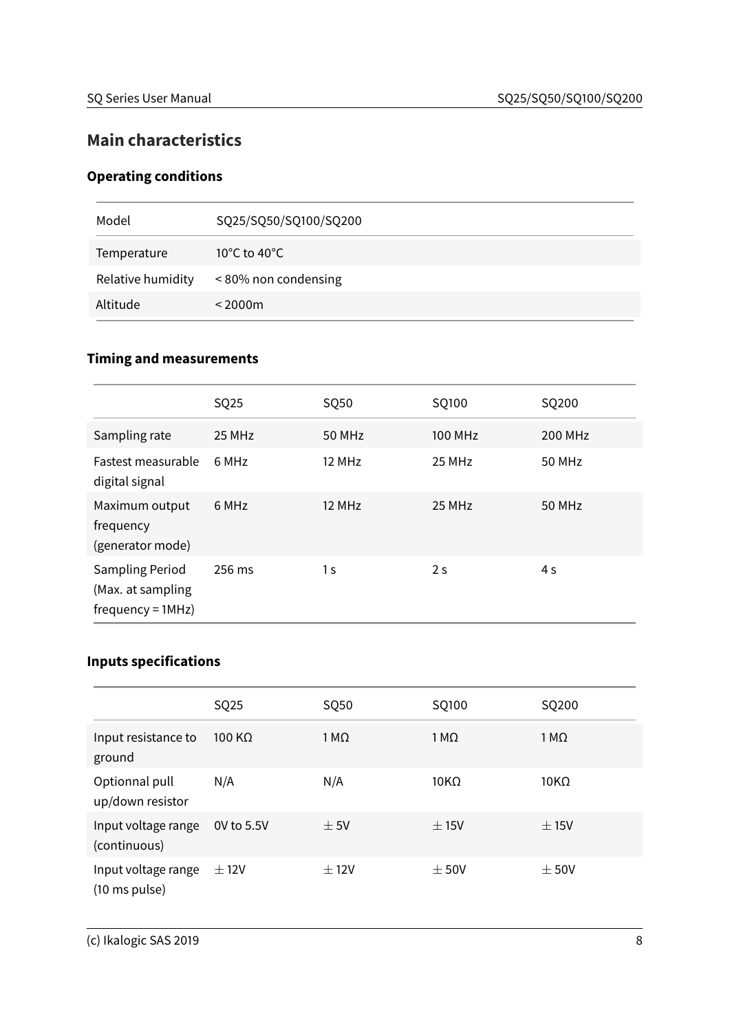## Main characteristics

### Operating conditions

| Model | SQ25/SQ50/SQ100/SQ200 |
| --- | --- |
| Temperature | 10°C to 40°C |
| Relative humidity | < 80% non condensing |
| Altitude | < 2000m |

### Timing and measurements

| | SQ25 | SQ50 | SQ100 | SQ200 |
| --- | --- | --- | --- | --- |
| Sampling rate | 25 MHz | 50 MHz | 100 MHz | 200 MHz |
| Fastest measurable digital signal | 6 MHz | 12 MHz | 25 MHz | 50 MHz |
| Maximum output frequency (generator mode) | 6 MHz | 12 MHz | 25 MHz | 50 MHz |
| Sampling Period (Max. at sampling frequency = 1MHz) | 256 ms | 1 s | 2 s | 4 s |

### Inputs specifications

| | SQ25 | SQ50 | SQ100 | SQ200 |
| --- | --- | --- | --- | --- |
| Input resistance to ground | 100 KΩ | 1 MΩ | 1 MΩ | 1 MΩ |
| Optionnal pull up/down resistor | N/A | N/A | 10KΩ | 10KΩ |
| Input voltage range (continuous) | 0V to 5.5V | ± 5V | ± 15V | ± 15V |
| Input voltage range (10 ms pulse) | ± 12V | ± 12V | ± 50V | ± 50V |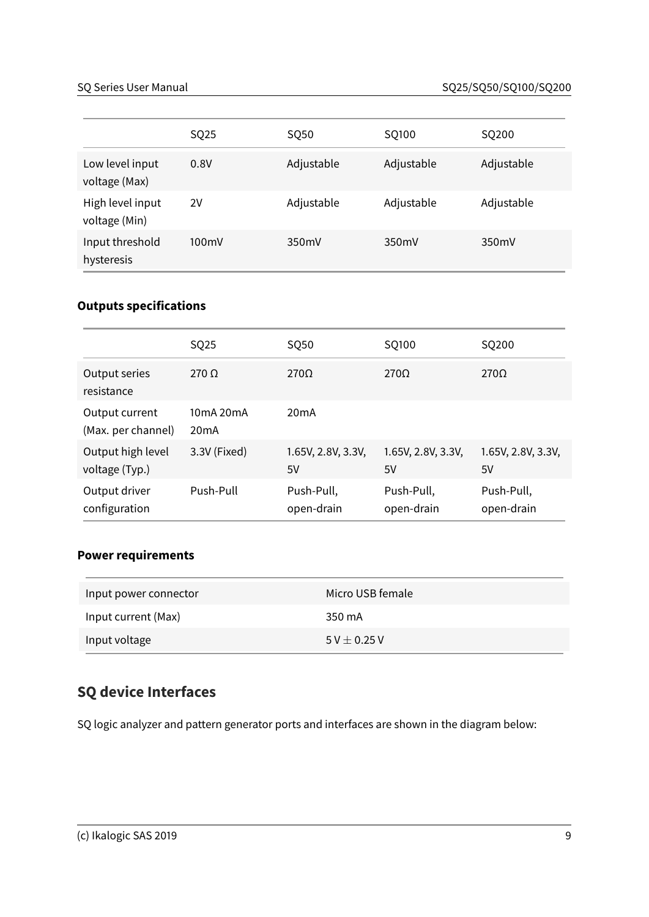| | SQ25 | SQ50 | SQ100 | SQ200 |
|---|---|---|---|---|
| Low level input voltage (Max) | 0.8V | Adjustable | Adjustable | Adjustable |
| High level input voltage (Min) | 2V | Adjustable | Adjustable | Adjustable |
| Input threshold hysteresis | 100mV | 350mV | 350mV | 350mV |

### Outputs specifications

| | SQ25 | SQ50 | SQ100 | SQ200 |
|---|---|---|---|---|
| Output series resistance | 270 Ω | 270Ω | 270Ω | 270Ω |
| Output current (Max. per channel) | 10mA 20mA 20mA | 20mA | | |
| Output high level voltage (Typ.) | 3.3V (Fixed) | 1.65V, 2.8V, 3.3V, 5V | 1.65V, 2.8V, 3.3V, 5V | 1.65V, 2.8V, 3.3V, 5V |
| Output driver configuration | Push-Pull | Push-Pull, open-drain | Push-Pull, open-drain | Push-Pull, open-drain |

### Power requirements

| | |
|---|---|
| Input power connector | Micro USB female |
| Input current (Max) | 350 mA |
| Input voltage | $5\,V \pm 0.25\,V$ |

## SQ device Interfaces

SQ logic analyzer and pattern generator ports and interfaces are shown in the diagram below: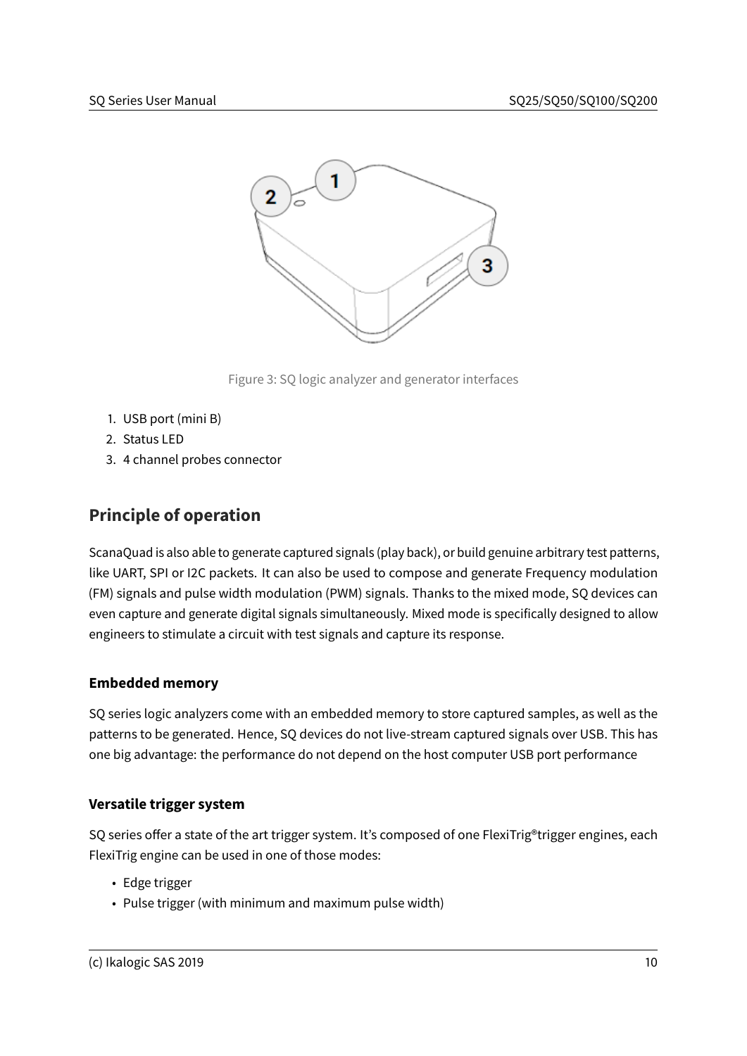Figure 3: SQ logic analyzer and generator interfaces

1. USB port (mini B)
2. Status LED
3. 4 channel probes connector

## Principle of operation

ScanaQuad is also able to generate captured signals (play back), or build genuine arbitrary test patterns, like UART, SPI or I2C packets. It can also be used to compose and generate Frequency modulation (FM) signals and pulse width modulation (PWM) signals. Thanks to the mixed mode, SQ devices can even capture and generate digital signals simultaneously. Mixed mode is specifically designed to allow engineers to stimulate a circuit with test signals and capture its response.

### Embedded memory

SQ series logic analyzers come with an embedded memory to store captured samples, as well as the patterns to be generated. Hence, SQ devices do not live-stream captured signals over USB. This has one big advantage: the performance do not depend on the host computer USB port performance

### Versatile trigger system

SQ series offer a state of the art trigger system. It's composed of one FlexiTrig®trigger engines, each FlexiTrig engine can be used in one of those modes:

- Edge trigger
- Pulse trigger (with minimum and maximum pulse width)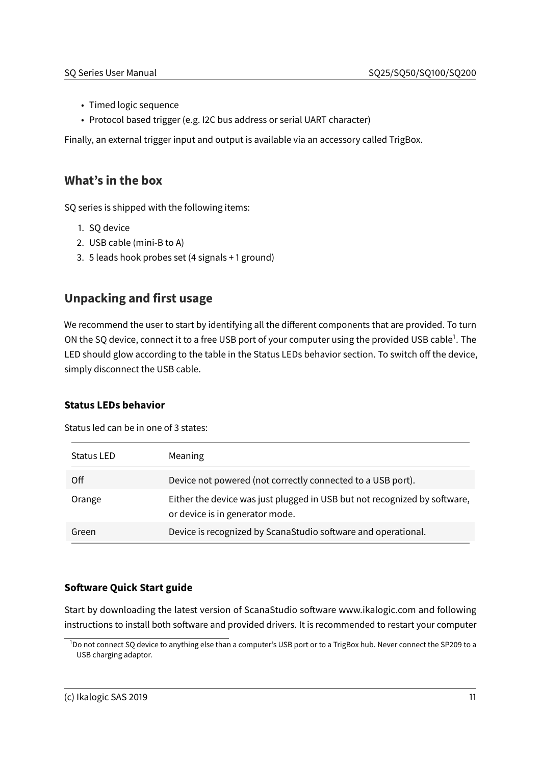- Timed logic sequence
- Protocol based trigger (e.g. I2C bus address or serial UART character)

Finally, an external trigger input and output is available via an accessory called TrigBox.

## What's in the box

SQ series is shipped with the following items:

1. SQ device
2. USB cable (mini-B to A)
3. 5 leads hook probes set (4 signals + 1 ground)

## Unpacking and first usage

We recommend the user to start by identifying all the different components that are provided. To turn ON the SQ device, connect it to a free USB port of your computer using the provided USB cable[1]. The LED should glow according to the table in the Status LEDs behavior section. To switch off the device, simply disconnect the USB cable.

### Status LEDs behavior

Status led can be in one of 3 states:

| Status LED | Meaning |
| --- | --- |
| Off | Device not powered (not correctly connected to a USB port). |
| Orange | Either the device was just plugged in USB but not recognized by software, or device is in generator mode. |
| Green | Device is recognized by ScanaStudio software and operational. |

### Software Quick Start guide

Start by downloading the latest version of ScanaStudio software www.ikalogic.com and following instructions to install both software and provided drivers. It is recommended to restart your computer

[1] Do not connect SQ device to anything else than a computer's USB port or to a TrigBox hub. Never connect the SP209 to a USB charging adaptor.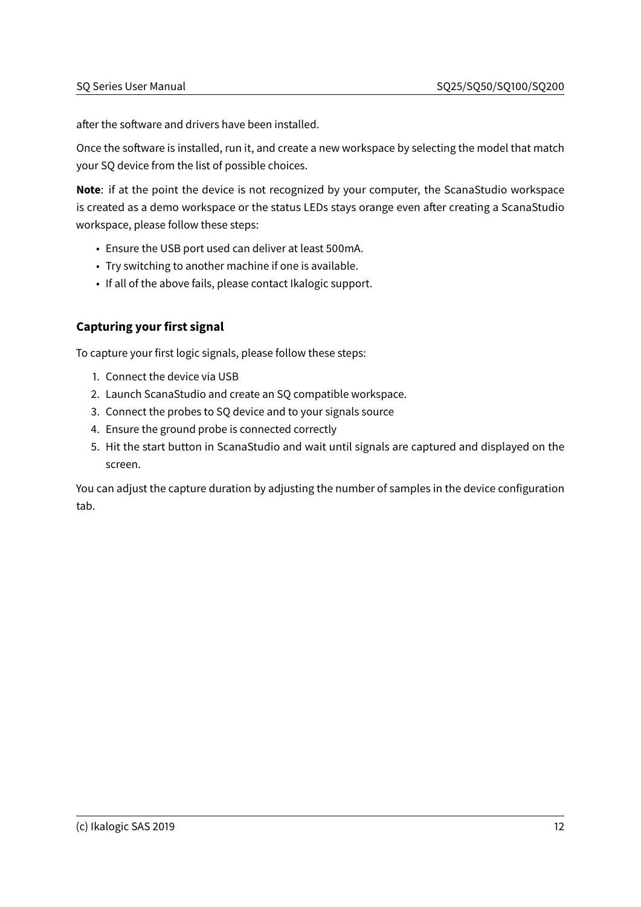after the software and drivers have been installed.

Once the software is installed, run it, and create a new workspace by selecting the model that match your SQ device from the list of possible choices.

**Note**: if at the point the device is not recognized by your computer, the ScanaStudio workspace is created as a demo workspace or the status LEDs stays orange even after creating a ScanaStudio workspace, please follow these steps:

- Ensure the USB port used can deliver at least 500mA.
- Try switching to another machine if one is available.
- If all of the above fails, please contact Ikalogic support.

### Capturing your first signal

To capture your first logic signals, please follow these steps:

1. Connect the device via USB
2. Launch ScanaStudio and create an SQ compatible workspace.
3. Connect the probes to SQ device and to your signals source
4. Ensure the ground probe is connected correctly
5. Hit the start button in ScanaStudio and wait until signals are captured and displayed on the screen.

You can adjust the capture duration by adjusting the number of samples in the device configuration tab.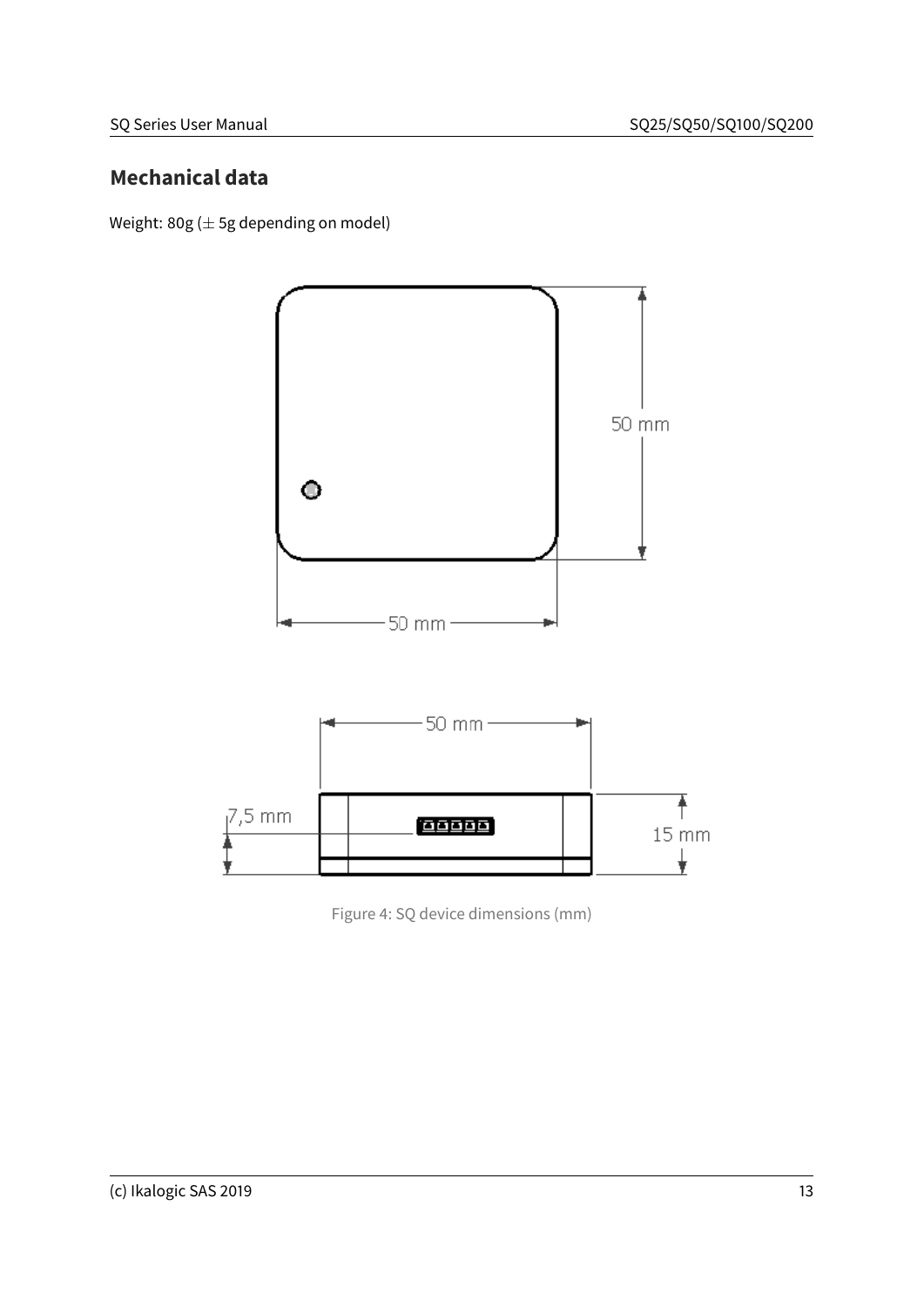## Mechanical data

Weight: 80g ($\pm$ 5g depending on model)

Figure 4: SQ device dimensions (mm)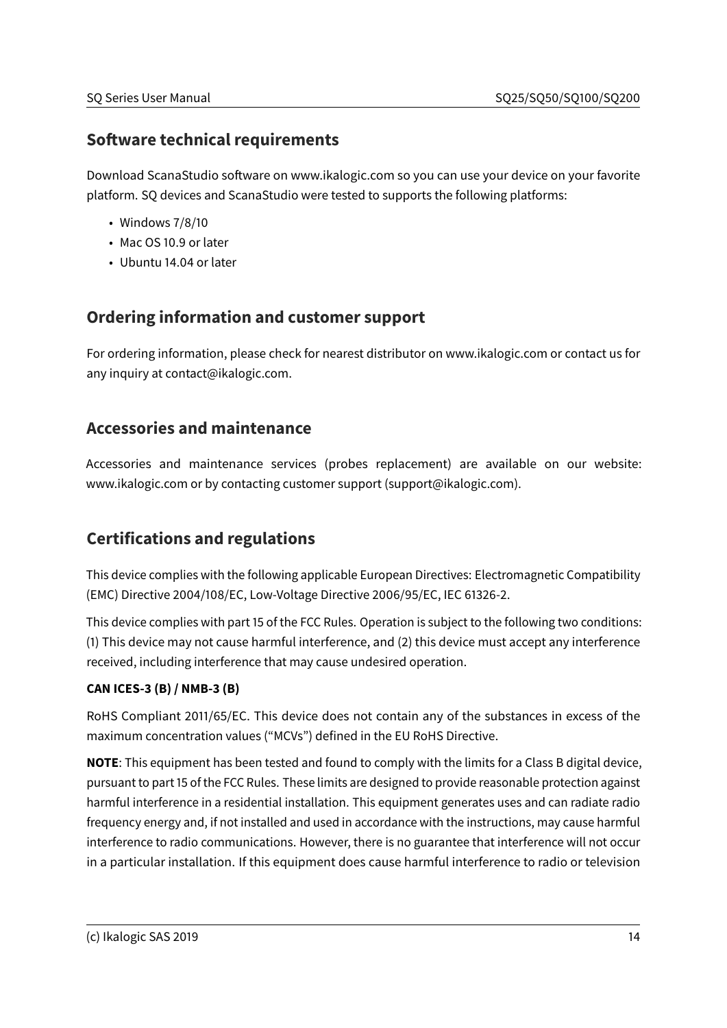## Software technical requirements

Download ScanaStudio software on www.ikalogic.com so you can use your device on your favorite platform. SQ devices and ScanaStudio were tested to supports the following platforms:

- Windows 7/8/10
- Mac OS 10.9 or later
- Ubuntu 14.04 or later

## Ordering information and customer support

For ordering information, please check for nearest distributor on www.ikalogic.com or contact us for any inquiry at contact@ikalogic.com.

## Accessories and maintenance

Accessories and maintenance services (probes replacement) are available on our website: www.ikalogic.com or by contacting customer support (support@ikalogic.com).

## Certifications and regulations

This device complies with the following applicable European Directives: Electromagnetic Compatibility (EMC) Directive 2004/108/EC, Low-Voltage Directive 2006/95/EC, IEC 61326-2.

This device complies with part 15 of the FCC Rules. Operation is subject to the following two conditions: (1) This device may not cause harmful interference, and (2) this device must accept any interference received, including interference that may cause undesired operation.

**CAN ICES-3 (B) / NMB-3 (B)**

RoHS Compliant 2011/65/EC. This device does not contain any of the substances in excess of the maximum concentration values ("MCVs") defined in the EU RoHS Directive.

**NOTE**: This equipment has been tested and found to comply with the limits for a Class B digital device, pursuant to part 15 of the FCC Rules. These limits are designed to provide reasonable protection against harmful interference in a residential installation. This equipment generates uses and can radiate radio frequency energy and, if not installed and used in accordance with the instructions, may cause harmful interference to radio communications. However, there is no guarantee that interference will not occur in a particular installation. If this equipment does cause harmful interference to radio or television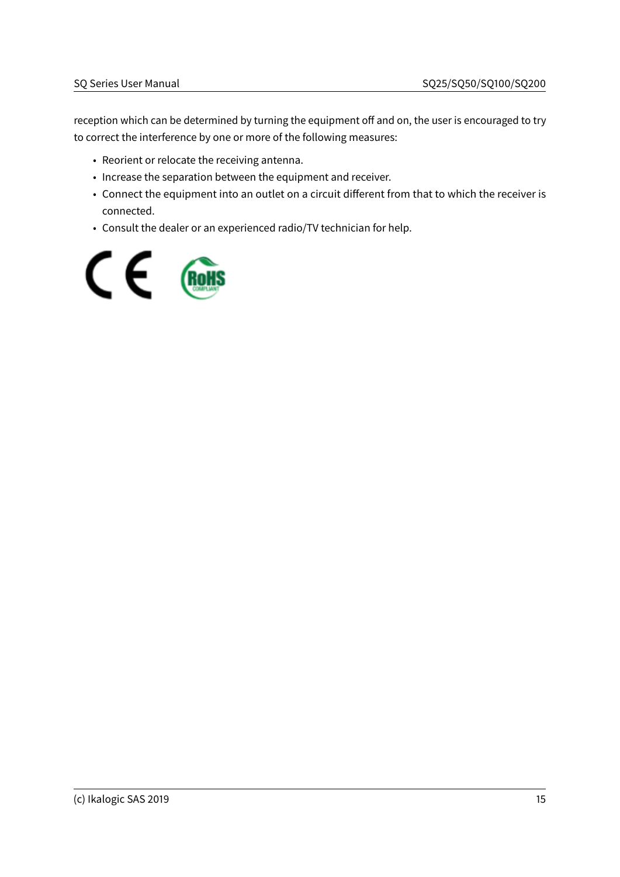reception which can be determined by turning the equipment off and on, the user is encouraged to try to correct the interference by one or more of the following measures:

- Reorient or relocate the receiving antenna.
- Increase the separation between the equipment and receiver.
- Connect the equipment into an outlet on a circuit different from that to which the receiver is connected.
- Consult the dealer or an experienced radio/TV technician for help.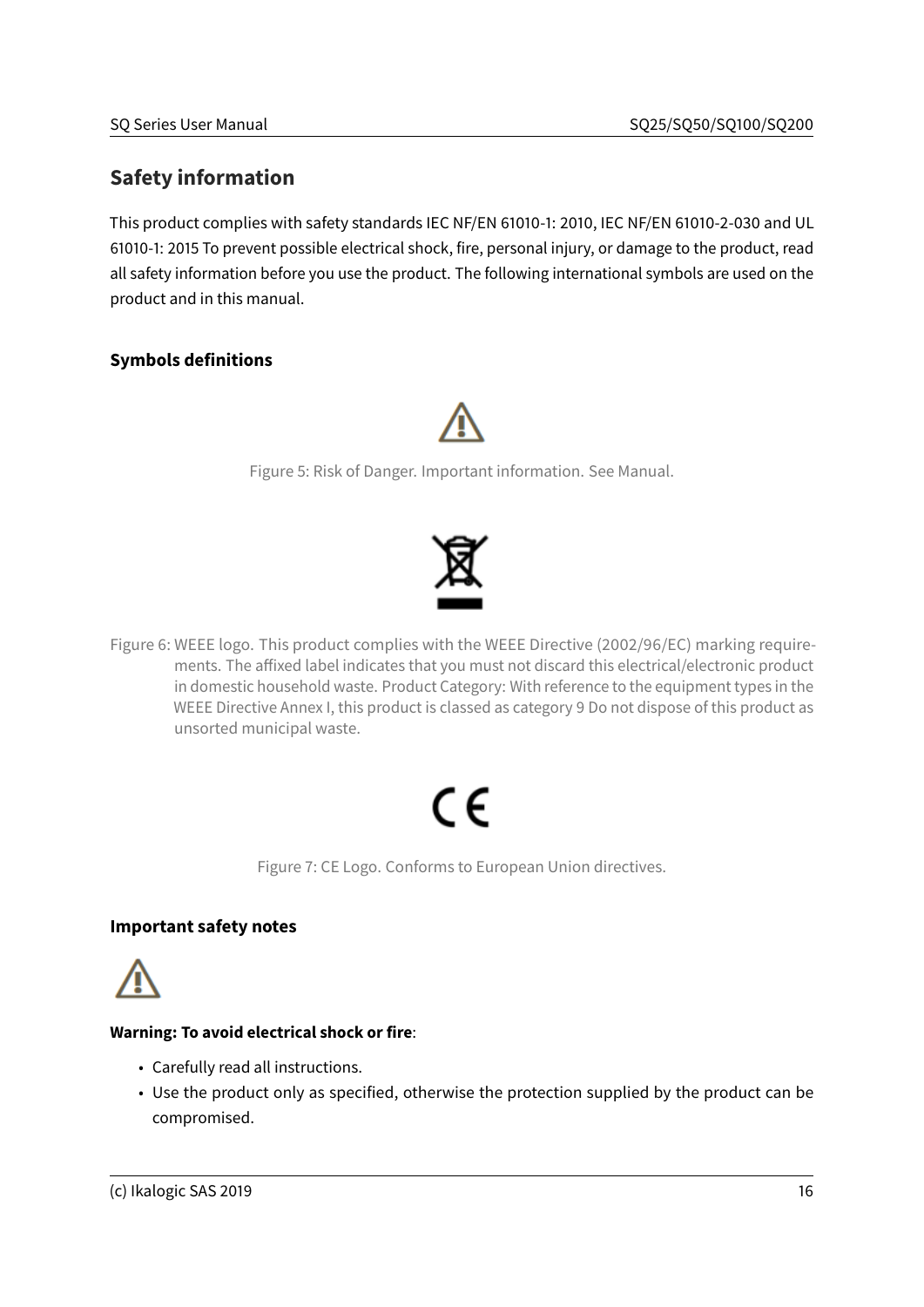## Safety information

This product complies with safety standards IEC NF/EN 61010-1: 2010, IEC NF/EN 61010-2-030 and UL 61010-1: 2015 To prevent possible electrical shock, fire, personal injury, or damage to the product, read all safety information before you use the product. The following international symbols are used on the product and in this manual.

### Symbols definitions

Figure 5: Risk of Danger. Important information. See Manual.

Figure 6: WEEE logo. This product complies with the WEEE Directive (2002/96/EC) marking requirements. The affixed label indicates that you must not discard this electrical/electronic product in domestic household waste. Product Category: With reference to the equipment types in the WEEE Directive Annex I, this product is classed as category 9 Do not dispose of this product as unsorted municipal waste.

Figure 7: CE Logo. Conforms to European Union directives.

### Important safety notes

**Warning: To avoid electrical shock or fire**:

- Carefully read all instructions.
- Use the product only as specified, otherwise the protection supplied by the product can be compromised.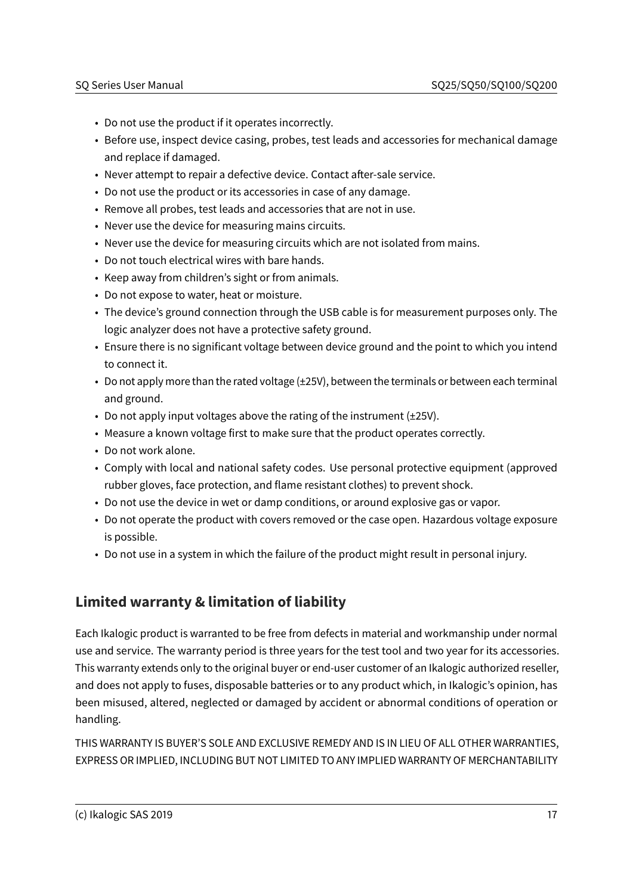- Do not use the product if it operates incorrectly.
- Before use, inspect device casing, probes, test leads and accessories for mechanical damage and replace if damaged.
- Never attempt to repair a defective device. Contact after-sale service.
- Do not use the product or its accessories in case of any damage.
- Remove all probes, test leads and accessories that are not in use.
- Never use the device for measuring mains circuits.
- Never use the device for measuring circuits which are not isolated from mains.
- Do not touch electrical wires with bare hands.
- Keep away from children's sight or from animals.
- Do not expose to water, heat or moisture.
- The device's ground connection through the USB cable is for measurement purposes only. The logic analyzer does not have a protective safety ground.
- Ensure there is no significant voltage between device ground and the point to which you intend to connect it.
- Do not apply more than the rated voltage (±25V), between the terminals or between each terminal and ground.
- Do not apply input voltages above the rating of the instrument (±25V).
- Measure a known voltage first to make sure that the product operates correctly.
- Do not work alone.
- Comply with local and national safety codes. Use personal protective equipment (approved rubber gloves, face protection, and flame resistant clothes) to prevent shock.
- Do not use the device in wet or damp conditions, or around explosive gas or vapor.
- Do not operate the product with covers removed or the case open. Hazardous voltage exposure is possible.
- Do not use in a system in which the failure of the product might result in personal injury.

## Limited warranty & limitation of liability

Each Ikalogic product is warranted to be free from defects in material and workmanship under normal use and service. The warranty period is three years for the test tool and two year for its accessories. This warranty extends only to the original buyer or end-user customer of an Ikalogic authorized reseller, and does not apply to fuses, disposable batteries or to any product which, in Ikalogic's opinion, has been misused, altered, neglected or damaged by accident or abnormal conditions of operation or handling.

THIS WARRANTY IS BUYER'S SOLE AND EXCLUSIVE REMEDY AND IS IN LIEU OF ALL OTHER WARRANTIES, EXPRESS OR IMPLIED, INCLUDING BUT NOT LIMITED TO ANY IMPLIED WARRANTY OF MERCHANTABILITY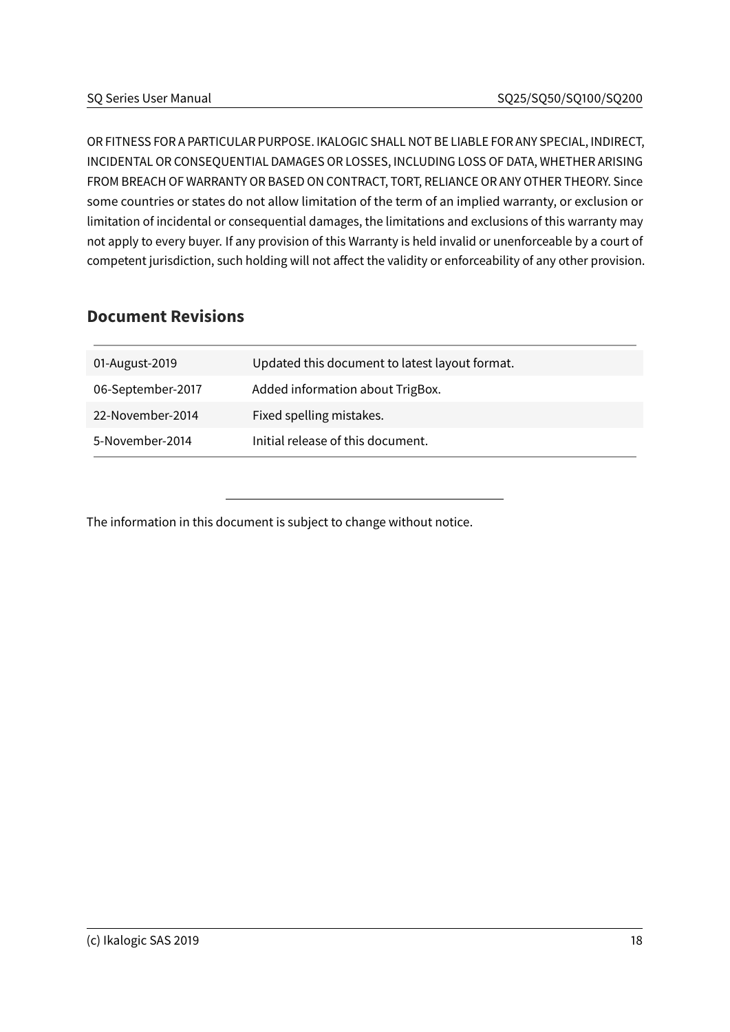OR FITNESS FOR A PARTICULAR PURPOSE. IKALOGIC SHALL NOT BE LIABLE FOR ANY SPECIAL, INDIRECT, INCIDENTAL OR CONSEQUENTIAL DAMAGES OR LOSSES, INCLUDING LOSS OF DATA, WHETHER ARISING FROM BREACH OF WARRANTY OR BASED ON CONTRACT, TORT, RELIANCE OR ANY OTHER THEORY. Since some countries or states do not allow limitation of the term of an implied warranty, or exclusion or limitation of incidental or consequential damages, the limitations and exclusions of this warranty may not apply to every buyer. If any provision of this Warranty is held invalid or unenforceable by a court of competent jurisdiction, such holding will not affect the validity or enforceability of any other provision.

## Document Revisions

| | |
|---|---|
| 01-August-2019 | Updated this document to latest layout format. |
| 06-September-2017 | Added information about TrigBox. |
| 22-November-2014 | Fixed spelling mistakes. |
| 5-November-2014 | Initial release of this document. |

---

The information in this document is subject to change without notice.